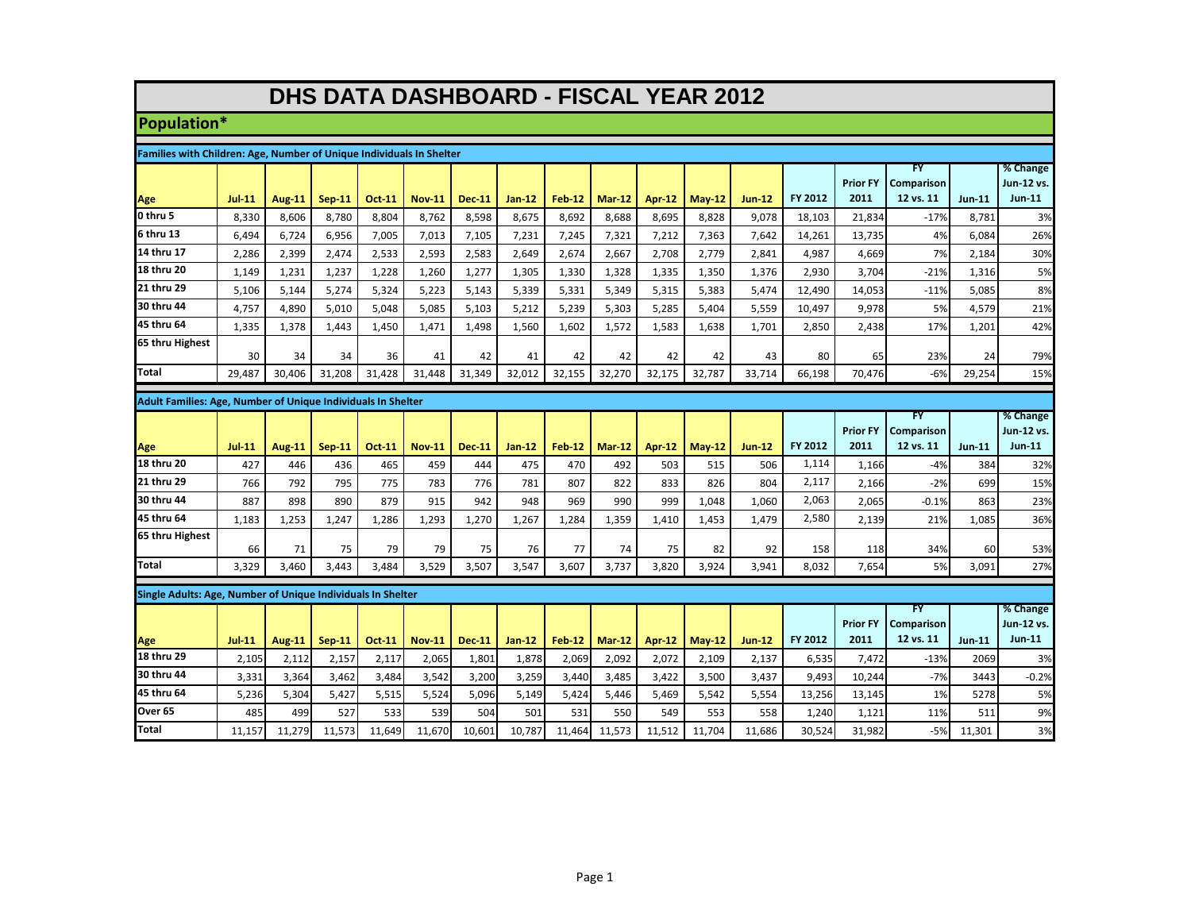# DHS DATA DASHBOARD - FISCAL YEAR 2012

## Population*

### Families with Children: Age, Number of Unique Individuals In Shelter

| Age | Jul-11 | Aug-11 | Sep-11 | Oct-11 | Nov-11 | Dec-11 | Jan-12 | Feb-12 | Mar-12 | Apr-12 | May-12 | Jun-12 | FY 2012 | Prior FY 2011 | FY Comparison 12 vs. 11 | Jun-11 | % Change Jun-12 vs. Jun-11 |
|---|---|---|---|---|---|---|---|---|---|---|---|---|---|---|---|---|---|
| 0 thru 5 | 8,330 | 8,606 | 8,780 | 8,804 | 8,762 | 8,598 | 8,675 | 8,692 | 8,688 | 8,695 | 8,828 | 9,078 | 18,103 | 21,834 | -17% | 8,781 | 3% |
| 6 thru 13 | 6,494 | 6,724 | 6,956 | 7,005 | 7,013 | 7,105 | 7,231 | 7,245 | 7,321 | 7,212 | 7,363 | 7,642 | 14,261 | 13,735 | 4% | 6,084 | 26% |
| 14 thru 17 | 2,286 | 2,399 | 2,474 | 2,533 | 2,593 | 2,583 | 2,649 | 2,674 | 2,667 | 2,708 | 2,779 | 2,841 | 4,987 | 4,669 | 7% | 2,184 | 30% |
| 18 thru 20 | 1,149 | 1,231 | 1,237 | 1,228 | 1,260 | 1,277 | 1,305 | 1,330 | 1,328 | 1,335 | 1,350 | 1,376 | 2,930 | 3,704 | -21% | 1,316 | 5% |
| 21 thru 29 | 5,106 | 5,144 | 5,274 | 5,324 | 5,223 | 5,143 | 5,339 | 5,331 | 5,349 | 5,315 | 5,383 | 5,474 | 12,490 | 14,053 | -11% | 5,085 | 8% |
| 30 thru 44 | 4,757 | 4,890 | 5,010 | 5,048 | 5,085 | 5,103 | 5,212 | 5,239 | 5,303 | 5,285 | 5,404 | 5,559 | 10,497 | 9,978 | 5% | 4,579 | 21% |
| 45 thru 64 | 1,335 | 1,378 | 1,443 | 1,450 | 1,471 | 1,498 | 1,560 | 1,602 | 1,572 | 1,583 | 1,638 | 1,701 | 2,850 | 2,438 | 17% | 1,201 | 42% |
| 65 thru Highest | 30 | 34 | 34 | 36 | 41 | 42 | 41 | 42 | 42 | 42 | 42 | 43 | 80 | 65 | 23% | 24 | 79% |
| Total | 29,487 | 30,406 | 31,208 | 31,428 | 31,448 | 31,349 | 32,012 | 32,155 | 32,270 | 32,175 | 32,787 | 33,714 | 66,198 | 70,476 | -6% | 29,254 | 15% |

### Adult Families: Age, Number of Unique Individuals In Shelter

| Age | Jul-11 | Aug-11 | Sep-11 | Oct-11 | Nov-11 | Dec-11 | Jan-12 | Feb-12 | Mar-12 | Apr-12 | May-12 | Jun-12 | FY 2012 | Prior FY 2011 | FY Comparison 12 vs. 11 | Jun-11 | % Change Jun-12 vs. Jun-11 |
|---|---|---|---|---|---|---|---|---|---|---|---|---|---|---|---|---|---|
| 18 thru 20 | 427 | 446 | 436 | 465 | 459 | 444 | 475 | 470 | 492 | 503 | 515 | 506 | 1,114 | 1,166 | -4% | 384 | 32% |
| 21 thru 29 | 766 | 792 | 795 | 775 | 783 | 776 | 781 | 807 | 822 | 833 | 826 | 804 | 2,117 | 2,166 | -2% | 699 | 15% |
| 30 thru 44 | 887 | 898 | 890 | 879 | 915 | 942 | 948 | 969 | 990 | 999 | 1,048 | 1,060 | 2,063 | 2,065 | -0.1% | 863 | 23% |
| 45 thru 64 | 1,183 | 1,253 | 1,247 | 1,286 | 1,293 | 1,270 | 1,267 | 1,284 | 1,359 | 1,410 | 1,453 | 1,479 | 2,580 | 2,139 | 21% | 1,085 | 36% |
| 65 thru Highest | 66 | 71 | 75 | 79 | 79 | 75 | 76 | 77 | 74 | 75 | 82 | 92 | 158 | 118 | 34% | 60 | 53% |
| Total | 3,329 | 3,460 | 3,443 | 3,484 | 3,529 | 3,507 | 3,547 | 3,607 | 3,737 | 3,820 | 3,924 | 3,941 | 8,032 | 7,654 | 5% | 3,091 | 27% |

### Single Adults: Age, Number of Unique Individuals In Shelter

| Age | Jul-11 | Aug-11 | Sep-11 | Oct-11 | Nov-11 | Dec-11 | Jan-12 | Feb-12 | Mar-12 | Apr-12 | May-12 | Jun-12 | FY 2012 | Prior FY 2011 | FY Comparison 12 vs. 11 | Jun-11 | % Change Jun-12 vs. Jun-11 |
|---|---|---|---|---|---|---|---|---|---|---|---|---|---|---|---|---|---|
| 18 thru 29 | 2,105 | 2,112 | 2,157 | 2,117 | 2,065 | 1,801 | 1,878 | 2,069 | 2,092 | 2,072 | 2,109 | 2,137 | 6,535 | 7,472 | -13% | 2069 | 3% |
| 30 thru 44 | 3,331 | 3,364 | 3,462 | 3,484 | 3,542 | 3,200 | 3,259 | 3,440 | 3,485 | 3,422 | 3,500 | 3,437 | 9,493 | 10,244 | -7% | 3443 | -0.2% |
| 45 thru 64 | 5,236 | 5,304 | 5,427 | 5,515 | 5,524 | 5,096 | 5,149 | 5,424 | 5,446 | 5,469 | 5,542 | 5,554 | 13,256 | 13,145 | 1% | 5278 | 5% |
| Over 65 | 485 | 499 | 527 | 533 | 539 | 504 | 501 | 531 | 550 | 549 | 553 | 558 | 1,240 | 1,121 | 11% | 511 | 9% |
| Total | 11,157 | 11,279 | 11,573 | 11,649 | 11,670 | 10,601 | 10,787 | 11,464 | 11,573 | 11,512 | 11,704 | 11,686 | 30,524 | 31,982 | -5% | 11,301 | 3% |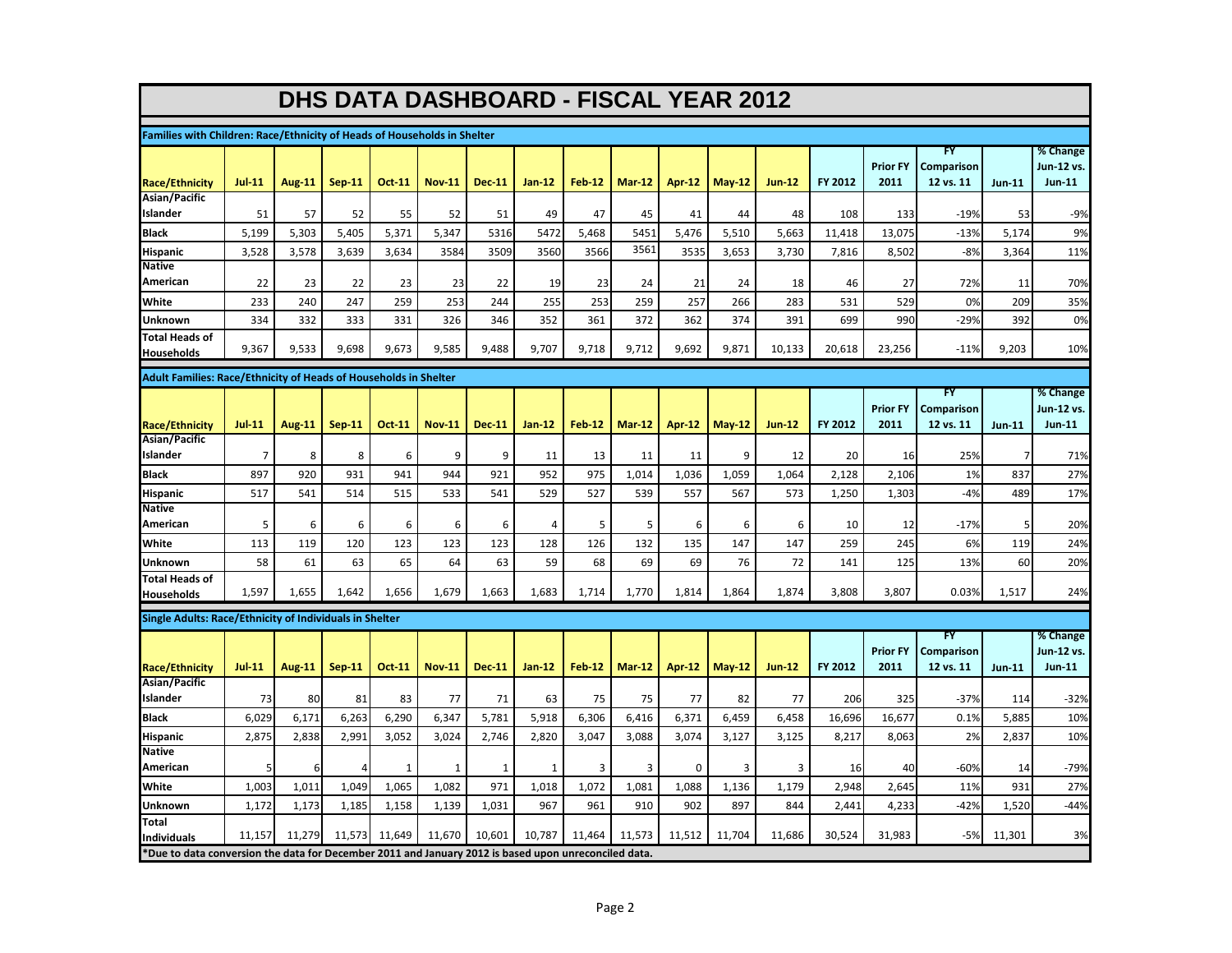# DHS DATA DASHBOARD - FISCAL YEAR 2012

## Families with Children: Race/Ethnicity of Heads of Households in Shelter

| Race/Ethnicity | Jul-11 | Aug-11 | Sep-11 | Oct-11 | Nov-11 | Dec-11 | Jan-12 | Feb-12 | Mar-12 | Apr-12 | May-12 | Jun-12 | FY 2012 | Prior FY 2011 | FY Comparison 12 vs. 11 | Jun-11 | % Change Jun-12 vs. Jun-11 |
|---|---|---|---|---|---|---|---|---|---|---|---|---|---|---|---|---|---|
| Asian/Pacific Islander | 51 | 57 | 52 | 55 | 52 | 51 | 49 | 47 | 45 | 41 | 44 | 48 | 108 | 133 | -19% | 53 | -9% |
| Black | 5,199 | 5,303 | 5,405 | 5,371 | 5,347 | 5316 | 5472 | 5,468 | 5451 | 5,476 | 5,510 | 5,663 | 11,418 | 13,075 | -13% | 5,174 | 9% |
| Hispanic | 3,528 | 3,578 | 3,639 | 3,634 | 3584 | 3509 | 3560 | 3566 | 3561 | 3535 | 3,653 | 3,730 | 7,816 | 8,502 | -8% | 3,364 | 11% |
| Native American | 22 | 23 | 22 | 23 | 23 | 22 | 19 | 23 | 24 | 21 | 24 | 18 | 46 | 27 | 72% | 11 | 70% |
| White | 233 | 240 | 247 | 259 | 253 | 244 | 255 | 253 | 259 | 257 | 266 | 283 | 531 | 529 | 0% | 209 | 35% |
| Unknown | 334 | 332 | 333 | 331 | 326 | 346 | 352 | 361 | 372 | 362 | 374 | 391 | 699 | 990 | -29% | 392 | 0% |
| Total Heads of Households | 9,367 | 9,533 | 9,698 | 9,673 | 9,585 | 9,488 | 9,707 | 9,718 | 9,712 | 9,692 | 9,871 | 10,133 | 20,618 | 23,256 | -11% | 9,203 | 10% |

## Adult Families: Race/Ethnicity of Heads of Households in Shelter

| Race/Ethnicity | Jul-11 | Aug-11 | Sep-11 | Oct-11 | Nov-11 | Dec-11 | Jan-12 | Feb-12 | Mar-12 | Apr-12 | May-12 | Jun-12 | FY 2012 | Prior FY 2011 | FY Comparison 12 vs. 11 | Jun-11 | % Change Jun-12 vs. Jun-11 |
|---|---|---|---|---|---|---|---|---|---|---|---|---|---|---|---|---|---|
| Asian/Pacific Islander | 7 | 8 | 8 | 6 | 9 | 9 | 11 | 13 | 11 | 11 | 9 | 12 | 20 | 16 | 25% | 7 | 71% |
| Black | 897 | 920 | 931 | 941 | 944 | 921 | 952 | 975 | 1,014 | 1,036 | 1,059 | 1,064 | 2,128 | 2,106 | 1% | 837 | 27% |
| Hispanic | 517 | 541 | 514 | 515 | 533 | 541 | 529 | 527 | 539 | 557 | 567 | 573 | 1,250 | 1,303 | -4% | 489 | 17% |
| Native American | 5 | 6 | 6 | 6 | 6 | 6 | 4 | 5 | 5 | 6 | 6 | 6 | 10 | 12 | -17% | 5 | 20% |
| White | 113 | 119 | 120 | 123 | 123 | 123 | 128 | 126 | 132 | 135 | 147 | 147 | 259 | 245 | 6% | 119 | 24% |
| Unknown | 58 | 61 | 63 | 65 | 64 | 63 | 59 | 68 | 69 | 69 | 76 | 72 | 141 | 125 | 13% | 60 | 20% |
| Total Heads of Households | 1,597 | 1,655 | 1,642 | 1,656 | 1,679 | 1,663 | 1,683 | 1,714 | 1,770 | 1,814 | 1,864 | 1,874 | 3,808 | 3,807 | 0.03% | 1,517 | 24% |

## Single Adults: Race/Ethnicity of Individuals in Shelter

| Race/Ethnicity | Jul-11 | Aug-11 | Sep-11 | Oct-11 | Nov-11 | Dec-11 | Jan-12 | Feb-12 | Mar-12 | Apr-12 | May-12 | Jun-12 | FY 2012 | Prior FY 2011 | FY Comparison 12 vs. 11 | Jun-11 | % Change Jun-12 vs. Jun-11 |
|---|---|---|---|---|---|---|---|---|---|---|---|---|---|---|---|---|---|
| Asian/Pacific Islander | 73 | 80 | 81 | 83 | 77 | 71 | 63 | 75 | 75 | 77 | 82 | 77 | 206 | 325 | -37% | 114 | -32% |
| Black | 6,029 | 6,171 | 6,263 | 6,290 | 6,347 | 5,781 | 5,918 | 6,306 | 6,416 | 6,371 | 6,459 | 6,458 | 16,696 | 16,677 | 0.1% | 5,885 | 10% |
| Hispanic | 2,875 | 2,838 | 2,991 | 3,052 | 3,024 | 2,746 | 2,820 | 3,047 | 3,088 | 3,074 | 3,127 | 3,125 | 8,217 | 8,063 | 2% | 2,837 | 10% |
| Native American | 5 | 6 | 4 | 1 | 1 | 1 | 1 | 3 | 3 | 0 | 3 | 3 | 16 | 40 | -60% | 14 | -79% |
| White | 1,003 | 1,011 | 1,049 | 1,065 | 1,082 | 971 | 1,018 | 1,072 | 1,081 | 1,088 | 1,136 | 1,179 | 2,948 | 2,645 | 11% | 931 | 27% |
| Unknown | 1,172 | 1,173 | 1,185 | 1,158 | 1,139 | 1,031 | 967 | 961 | 910 | 902 | 897 | 844 | 2,441 | 4,233 | -42% | 1,520 | -44% |
| Total Individuals | 11,157 | 11,279 | 11,573 | 11,649 | 11,670 | 10,601 | 10,787 | 11,464 | 11,573 | 11,512 | 11,704 | 11,686 | 30,524 | 31,983 | -5% | 11,301 | 3% |

*Due to data conversion the data for December 2011 and January 2012 is based upon unreconciled data.